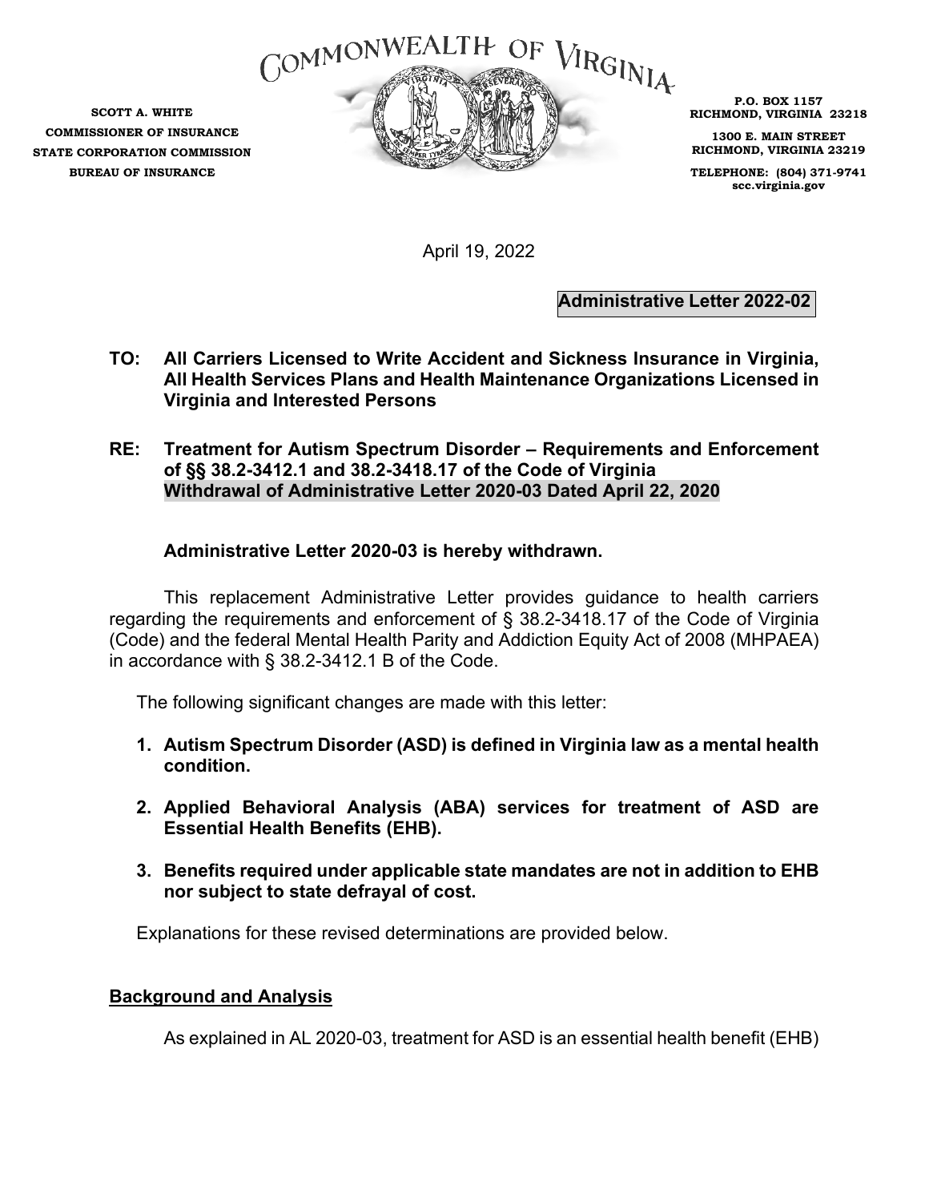COMMONWEALTH OF VIRGINIA

**SCOTT A. WHITE**
**COMMISSIONER OF INSURANCE**
**STATE CORPORATION COMMISSION**
**BUREAU OF INSURANCE**

**P.O. BOX 1157**
**RICHMOND, VIRGINIA 23218**

**1300 E. MAIN STREET**
**RICHMOND, VIRGINIA 23219**

**TELEPHONE: (804) 371-9741**
**scc.virginia.gov**

April 19, 2022

**Administrative Letter 2022-02**

**TO: All Carriers Licensed to Write Accident and Sickness Insurance in Virginia, All Health Services Plans and Health Maintenance Organizations Licensed in Virginia and Interested Persons**

**RE: Treatment for Autism Spectrum Disorder – Requirements and Enforcement of §§ 38.2-3412.1 and 38.2-3418.17 of the Code of Virginia**
**Withdrawal of Administrative Letter 2020-03 Dated April 22, 2020**

**Administrative Letter 2020-03 is hereby withdrawn.**

This replacement Administrative Letter provides guidance to health carriers regarding the requirements and enforcement of § 38.2-3418.17 of the Code of Virginia (Code) and the federal Mental Health Parity and Addiction Equity Act of 2008 (MHPAEA) in accordance with § 38.2-3412.1 B of the Code.

The following significant changes are made with this letter:

1. **Autism Spectrum Disorder (ASD) is defined in Virginia law as a mental health condition.**

2. **Applied Behavioral Analysis (ABA) services for treatment of ASD are Essential Health Benefits (EHB).**

3. **Benefits required under applicable state mandates are not in addition to EHB nor subject to state defrayal of cost.**

Explanations for these revised determinations are provided below.

## Background and Analysis

As explained in AL 2020-03, treatment for ASD is an essential health benefit (EHB)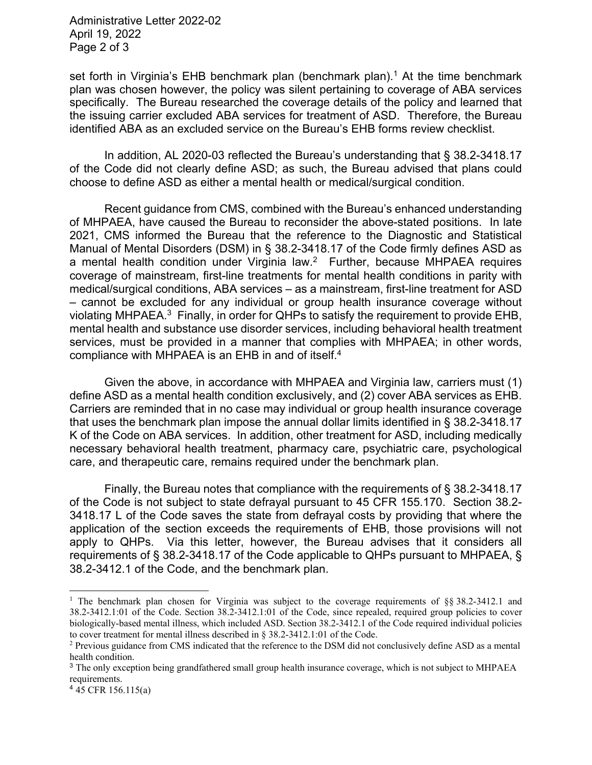set forth in Virginia's EHB benchmark plan (benchmark plan).[1] At the time benchmark plan was chosen however, the policy was silent pertaining to coverage of ABA services specifically. The Bureau researched the coverage details of the policy and learned that the issuing carrier excluded ABA services for treatment of ASD. Therefore, the Bureau identified ABA as an excluded service on the Bureau's EHB forms review checklist.

In addition, AL 2020-03 reflected the Bureau's understanding that § 38.2-3418.17 of the Code did not clearly define ASD; as such, the Bureau advised that plans could choose to define ASD as either a mental health or medical/surgical condition.

Recent guidance from CMS, combined with the Bureau's enhanced understanding of MHPAEA, have caused the Bureau to reconsider the above-stated positions. In late 2021, CMS informed the Bureau that the reference to the Diagnostic and Statistical Manual of Mental Disorders (DSM) in § 38.2-3418.17 of the Code firmly defines ASD as a mental health condition under Virginia law.[2] Further, because MHPAEA requires coverage of mainstream, first-line treatments for mental health conditions in parity with medical/surgical conditions, ABA services – as a mainstream, first-line treatment for ASD – cannot be excluded for any individual or group health insurance coverage without violating MHPAEA.[3] Finally, in order for QHPs to satisfy the requirement to provide EHB, mental health and substance use disorder services, including behavioral health treatment services, must be provided in a manner that complies with MHPAEA; in other words, compliance with MHPAEA is an EHB in and of itself.[4]

Given the above, in accordance with MHPAEA and Virginia law, carriers must (1) define ASD as a mental health condition exclusively, and (2) cover ABA services as EHB. Carriers are reminded that in no case may individual or group health insurance coverage that uses the benchmark plan impose the annual dollar limits identified in § 38.2-3418.17 K of the Code on ABA services. In addition, other treatment for ASD, including medically necessary behavioral health treatment, pharmacy care, psychiatric care, psychological care, and therapeutic care, remains required under the benchmark plan.

Finally, the Bureau notes that compliance with the requirements of § 38.2-3418.17 of the Code is not subject to state defrayal pursuant to 45 CFR 155.170. Section 38.2-3418.17 L of the Code saves the state from defrayal costs by providing that where the application of the section exceeds the requirements of EHB, those provisions will not apply to QHPs. Via this letter, however, the Bureau advises that it considers all requirements of § 38.2-3418.17 of the Code applicable to QHPs pursuant to MHPAEA, § 38.2-3412.1 of the Code, and the benchmark plan.

---

[1] The benchmark plan chosen for Virginia was subject to the coverage requirements of §§ 38.2-3412.1 and 38.2-3412.1:01 of the Code. Section 38.2-3412.1:01 of the Code, since repealed, required group policies to cover biologically-based mental illness, which included ASD. Section 38.2-3412.1 of the Code required individual policies to cover treatment for mental illness described in § 38.2-3412.1:01 of the Code.

[2] Previous guidance from CMS indicated that the reference to the DSM did not conclusively define ASD as a mental health condition.

[3] The only exception being grandfathered small group health insurance coverage, which is not subject to MHPAEA requirements.

[4] 45 CFR 156.115(a)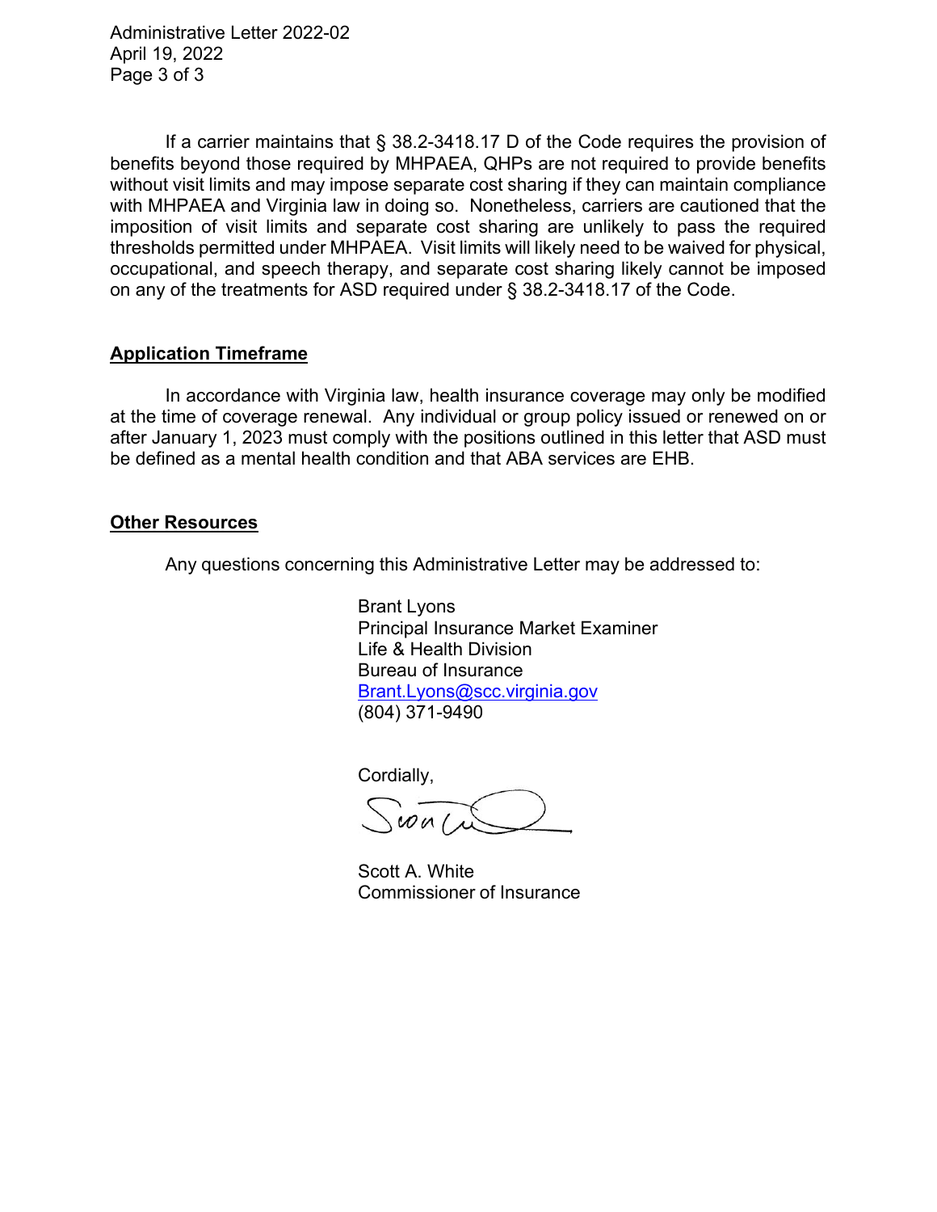If a carrier maintains that § 38.2-3418.17 D of the Code requires the provision of benefits beyond those required by MHPAEA, QHPs are not required to provide benefits without visit limits and may impose separate cost sharing if they can maintain compliance with MHPAEA and Virginia law in doing so. Nonetheless, carriers are cautioned that the imposition of visit limits and separate cost sharing are unlikely to pass the required thresholds permitted under MHPAEA. Visit limits will likely need to be waived for physical, occupational, and speech therapy, and separate cost sharing likely cannot be imposed on any of the treatments for ASD required under § 38.2-3418.17 of the Code.

## Application Timeframe

In accordance with Virginia law, health insurance coverage may only be modified at the time of coverage renewal. Any individual or group policy issued or renewed on or after January 1, 2023 must comply with the positions outlined in this letter that ASD must be defined as a mental health condition and that ABA services are EHB.

## Other Resources

Any questions concerning this Administrative Letter may be addressed to:

Brant Lyons
Principal Insurance Market Examiner
Life & Health Division
Bureau of Insurance
Brant.Lyons@scc.virginia.gov
(804) 371-9490

Cordially,

Scott A. White
Commissioner of Insurance